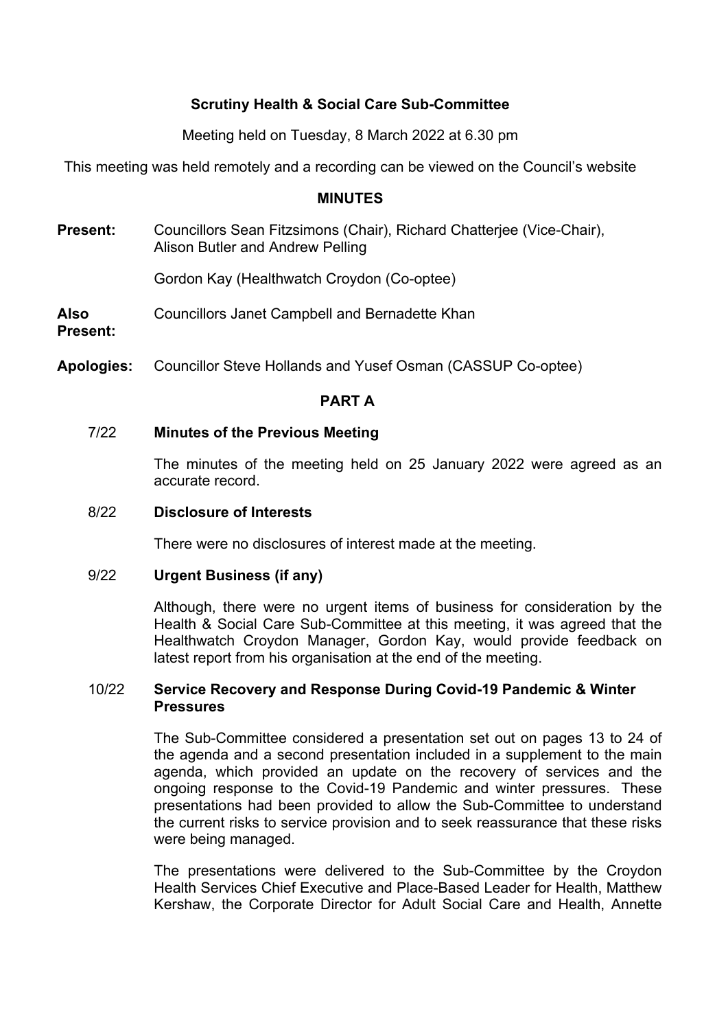# Scrutiny Health & Social Care Sub-Committee

Meeting held on Tuesday, 8 March 2022 at 6.30 pm

This meeting was held remotely and a recording can be viewed on the Council's website

## MINUTES

**Present:** Councillors Sean Fitzsimons (Chair), Richard Chatterjee (Vice-Chair), Alison Butler and Andrew Pelling

Gordon Kay (Healthwatch Croydon (Co-optee)

**Also Present:** Councillors Janet Campbell and Bernadette Khan

**Apologies:** Councillor Steve Hollands and Yusef Osman (CASSUP Co-optee)

## PART A

### 7/22 Minutes of the Previous Meeting

The minutes of the meeting held on 25 January 2022 were agreed as an accurate record.

### 8/22 Disclosure of Interests

There were no disclosures of interest made at the meeting.

### 9/22 Urgent Business (if any)

Although, there were no urgent items of business for consideration by the Health & Social Care Sub-Committee at this meeting, it was agreed that the Healthwatch Croydon Manager, Gordon Kay, would provide feedback on latest report from his organisation at the end of the meeting.

### 10/22 Service Recovery and Response During Covid-19 Pandemic & Winter Pressures

The Sub-Committee considered a presentation set out on pages 13 to 24 of the agenda and a second presentation included in a supplement to the main agenda, which provided an update on the recovery of services and the ongoing response to the Covid-19 Pandemic and winter pressures. These presentations had been provided to allow the Sub-Committee to understand the current risks to service provision and to seek reassurance that these risks were being managed.

The presentations were delivered to the Sub-Committee by the Croydon Health Services Chief Executive and Place-Based Leader for Health, Matthew Kershaw, the Corporate Director for Adult Social Care and Health, Annette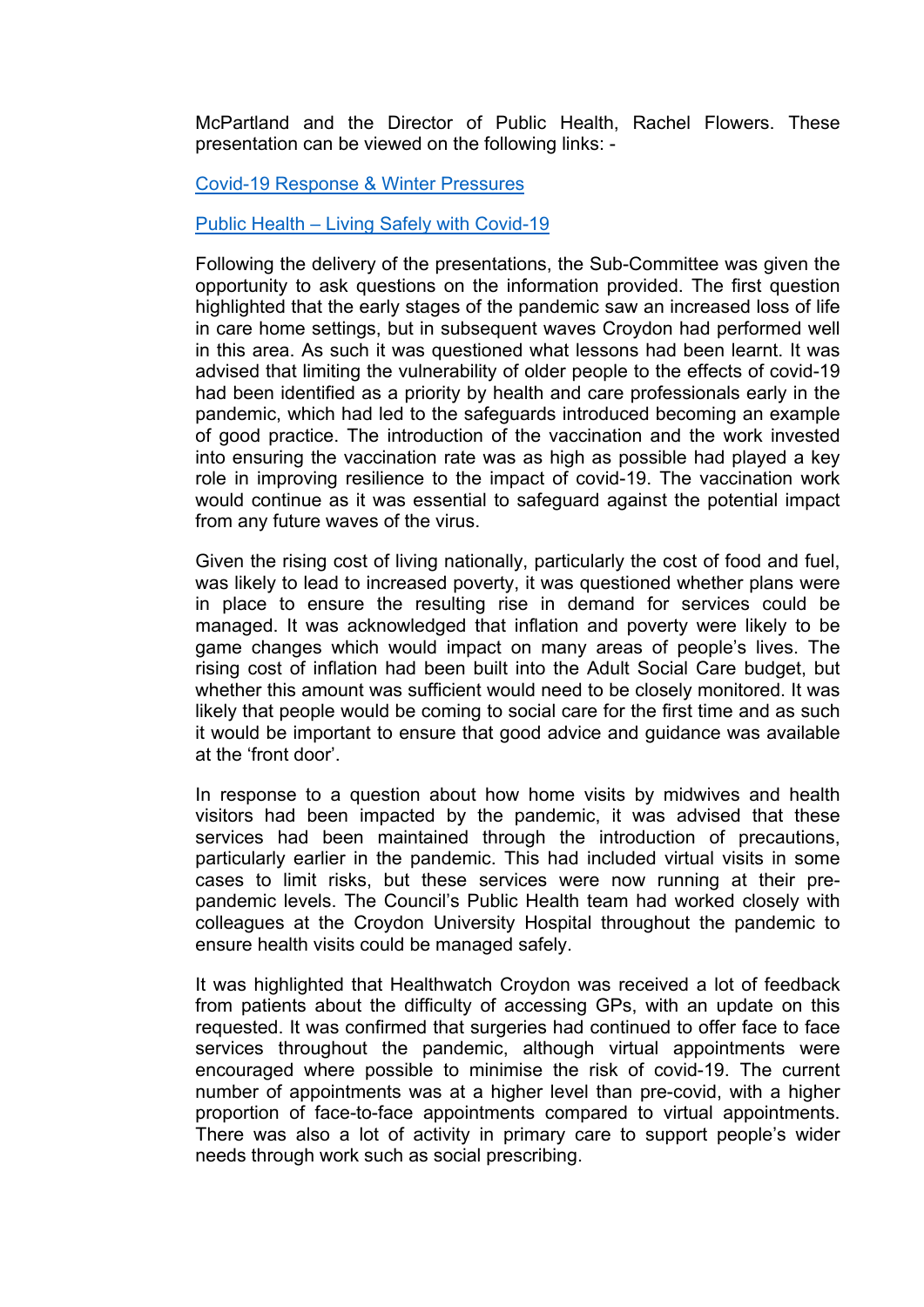McPartland and the Director of Public Health, Rachel Flowers. These presentation can be viewed on the following links: -

Covid-19 Response & Winter Pressures

Public Health – Living Safely with Covid-19

Following the delivery of the presentations, the Sub-Committee was given the opportunity to ask questions on the information provided. The first question highlighted that the early stages of the pandemic saw an increased loss of life in care home settings, but in subsequent waves Croydon had performed well in this area. As such it was questioned what lessons had been learnt. It was advised that limiting the vulnerability of older people to the effects of covid-19 had been identified as a priority by health and care professionals early in the pandemic, which had led to the safeguards introduced becoming an example of good practice. The introduction of the vaccination and the work invested into ensuring the vaccination rate was as high as possible had played a key role in improving resilience to the impact of covid-19. The vaccination work would continue as it was essential to safeguard against the potential impact from any future waves of the virus.

Given the rising cost of living nationally, particularly the cost of food and fuel, was likely to lead to increased poverty, it was questioned whether plans were in place to ensure the resulting rise in demand for services could be managed. It was acknowledged that inflation and poverty were likely to be game changes which would impact on many areas of people's lives. The rising cost of inflation had been built into the Adult Social Care budget, but whether this amount was sufficient would need to be closely monitored. It was likely that people would be coming to social care for the first time and as such it would be important to ensure that good advice and guidance was available at the 'front door'.

In response to a question about how home visits by midwives and health visitors had been impacted by the pandemic, it was advised that these services had been maintained through the introduction of precautions, particularly earlier in the pandemic. This had included virtual visits in some cases to limit risks, but these services were now running at their pre-pandemic levels. The Council's Public Health team had worked closely with colleagues at the Croydon University Hospital throughout the pandemic to ensure health visits could be managed safely.

It was highlighted that Healthwatch Croydon was received a lot of feedback from patients about the difficulty of accessing GPs, with an update on this requested. It was confirmed that surgeries had continued to offer face to face services throughout the pandemic, although virtual appointments were encouraged where possible to minimise the risk of covid-19. The current number of appointments was at a higher level than pre-covid, with a higher proportion of face-to-face appointments compared to virtual appointments. There was also a lot of activity in primary care to support people's wider needs through work such as social prescribing.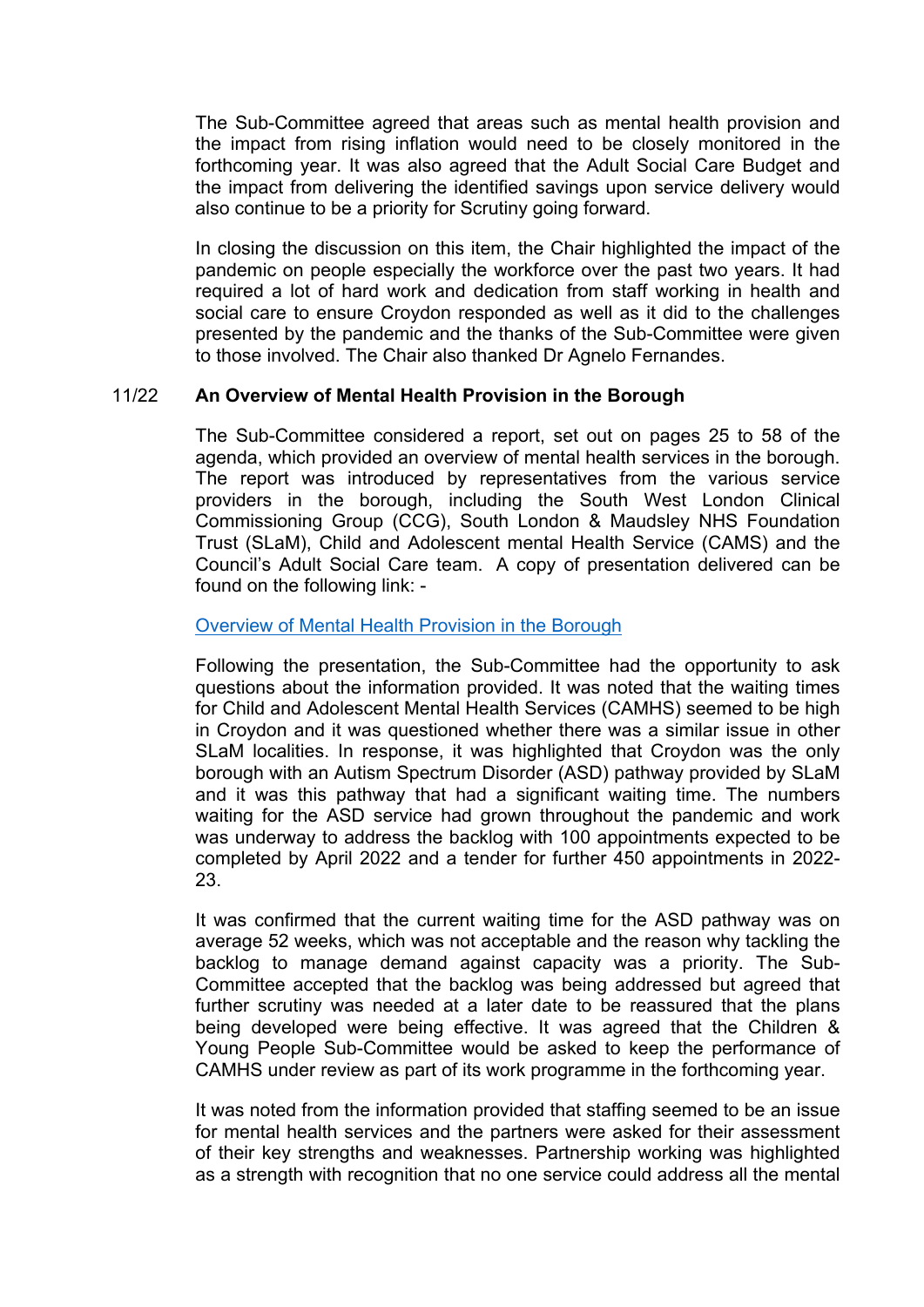The Sub-Committee agreed that areas such as mental health provision and the impact from rising inflation would need to be closely monitored in the forthcoming year. It was also agreed that the Adult Social Care Budget and the impact from delivering the identified savings upon service delivery would also continue to be a priority for Scrutiny going forward.

In closing the discussion on this item, the Chair highlighted the impact of the pandemic on people especially the workforce over the past two years. It had required a lot of hard work and dedication from staff working in health and social care to ensure Croydon responded as well as it did to the challenges presented by the pandemic and the thanks of the Sub-Committee were given to those involved. The Chair also thanked Dr Agnelo Fernandes.

## 11/22 An Overview of Mental Health Provision in the Borough

The Sub-Committee considered a report, set out on pages 25 to 58 of the agenda, which provided an overview of mental health services in the borough. The report was introduced by representatives from the various service providers in the borough, including the South West London Clinical Commissioning Group (CCG), South London & Maudsley NHS Foundation Trust (SLaM), Child and Adolescent mental Health Service (CAMS) and the Council's Adult Social Care team. A copy of presentation delivered can be found on the following link: -

[Overview of Mental Health Provision in the Borough]()

Following the presentation, the Sub-Committee had the opportunity to ask questions about the information provided. It was noted that the waiting times for Child and Adolescent Mental Health Services (CAMHS) seemed to be high in Croydon and it was questioned whether there was a similar issue in other SLaM localities. In response, it was highlighted that Croydon was the only borough with an Autism Spectrum Disorder (ASD) pathway provided by SLaM and it was this pathway that had a significant waiting time. The numbers waiting for the ASD service had grown throughout the pandemic and work was underway to address the backlog with 100 appointments expected to be completed by April 2022 and a tender for further 450 appointments in 2022-23.

It was confirmed that the current waiting time for the ASD pathway was on average 52 weeks, which was not acceptable and the reason why tackling the backlog to manage demand against capacity was a priority. The Sub-Committee accepted that the backlog was being addressed but agreed that further scrutiny was needed at a later date to be reassured that the plans being developed were being effective. It was agreed that the Children & Young People Sub-Committee would be asked to keep the performance of CAMHS under review as part of its work programme in the forthcoming year.

It was noted from the information provided that staffing seemed to be an issue for mental health services and the partners were asked for their assessment of their key strengths and weaknesses. Partnership working was highlighted as a strength with recognition that no one service could address all the mental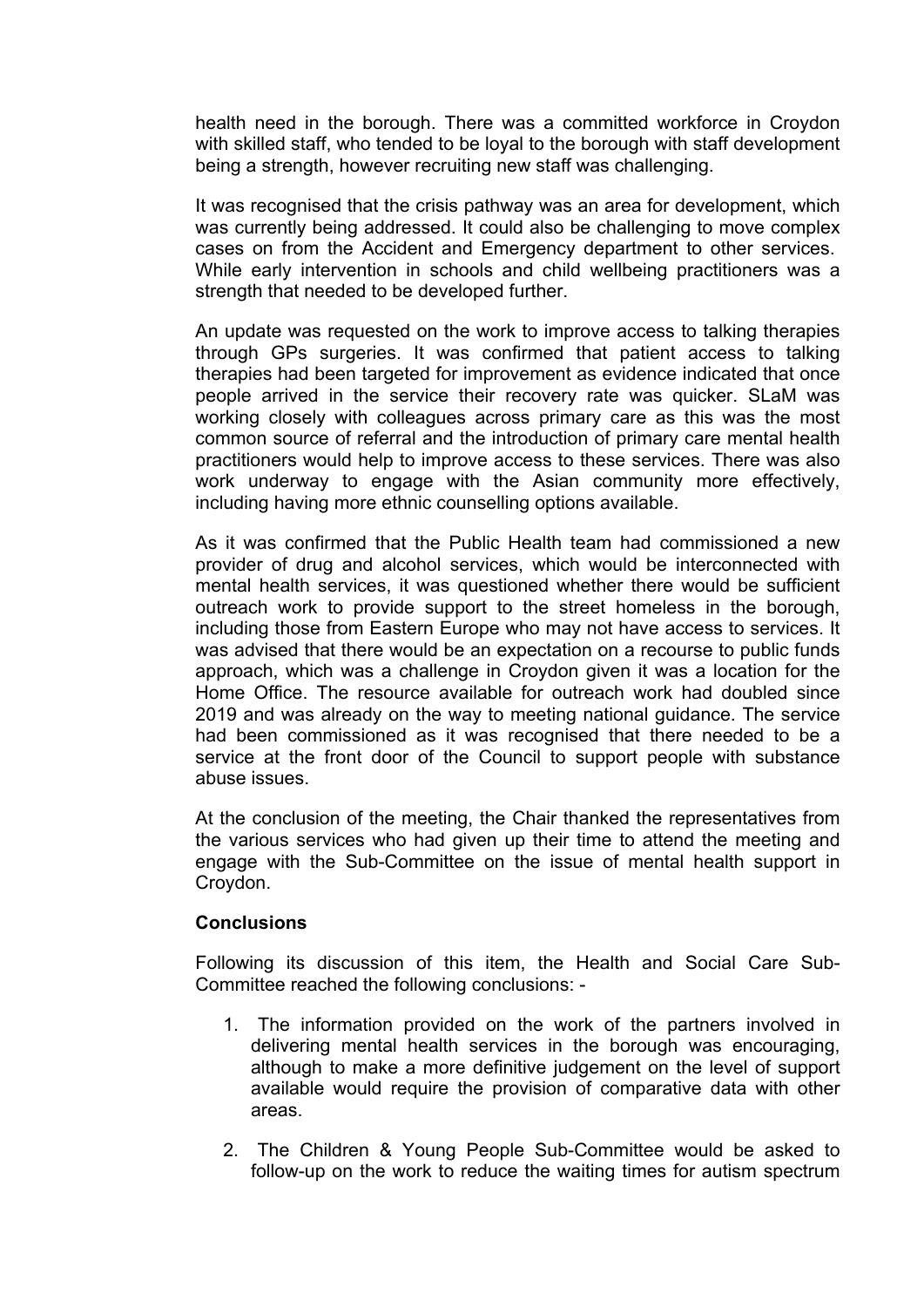health need in the borough. There was a committed workforce in Croydon with skilled staff, who tended to be loyal to the borough with staff development being a strength, however recruiting new staff was challenging.

It was recognised that the crisis pathway was an area for development, which was currently being addressed. It could also be challenging to move complex cases on from the Accident and Emergency department to other services. While early intervention in schools and child wellbeing practitioners was a strength that needed to be developed further.

An update was requested on the work to improve access to talking therapies through GPs surgeries. It was confirmed that patient access to talking therapies had been targeted for improvement as evidence indicated that once people arrived in the service their recovery rate was quicker. SLaM was working closely with colleagues across primary care as this was the most common source of referral and the introduction of primary care mental health practitioners would help to improve access to these services. There was also work underway to engage with the Asian community more effectively, including having more ethnic counselling options available.

As it was confirmed that the Public Health team had commissioned a new provider of drug and alcohol services, which would be interconnected with mental health services, it was questioned whether there would be sufficient outreach work to provide support to the street homeless in the borough, including those from Eastern Europe who may not have access to services. It was advised that there would be an expectation on a recourse to public funds approach, which was a challenge in Croydon given it was a location for the Home Office. The resource available for outreach work had doubled since 2019 and was already on the way to meeting national guidance. The service had been commissioned as it was recognised that there needed to be a service at the front door of the Council to support people with substance abuse issues.

At the conclusion of the meeting, the Chair thanked the representatives from the various services who had given up their time to attend the meeting and engage with the Sub-Committee on the issue of mental health support in Croydon.

**Conclusions**

Following its discussion of this item, the Health and Social Care Sub-Committee reached the following conclusions: -

1. The information provided on the work of the partners involved in delivering mental health services in the borough was encouraging, although to make a more definitive judgement on the level of support available would require the provision of comparative data with other areas.

2. The Children & Young People Sub-Committee would be asked to follow-up on the work to reduce the waiting times for autism spectrum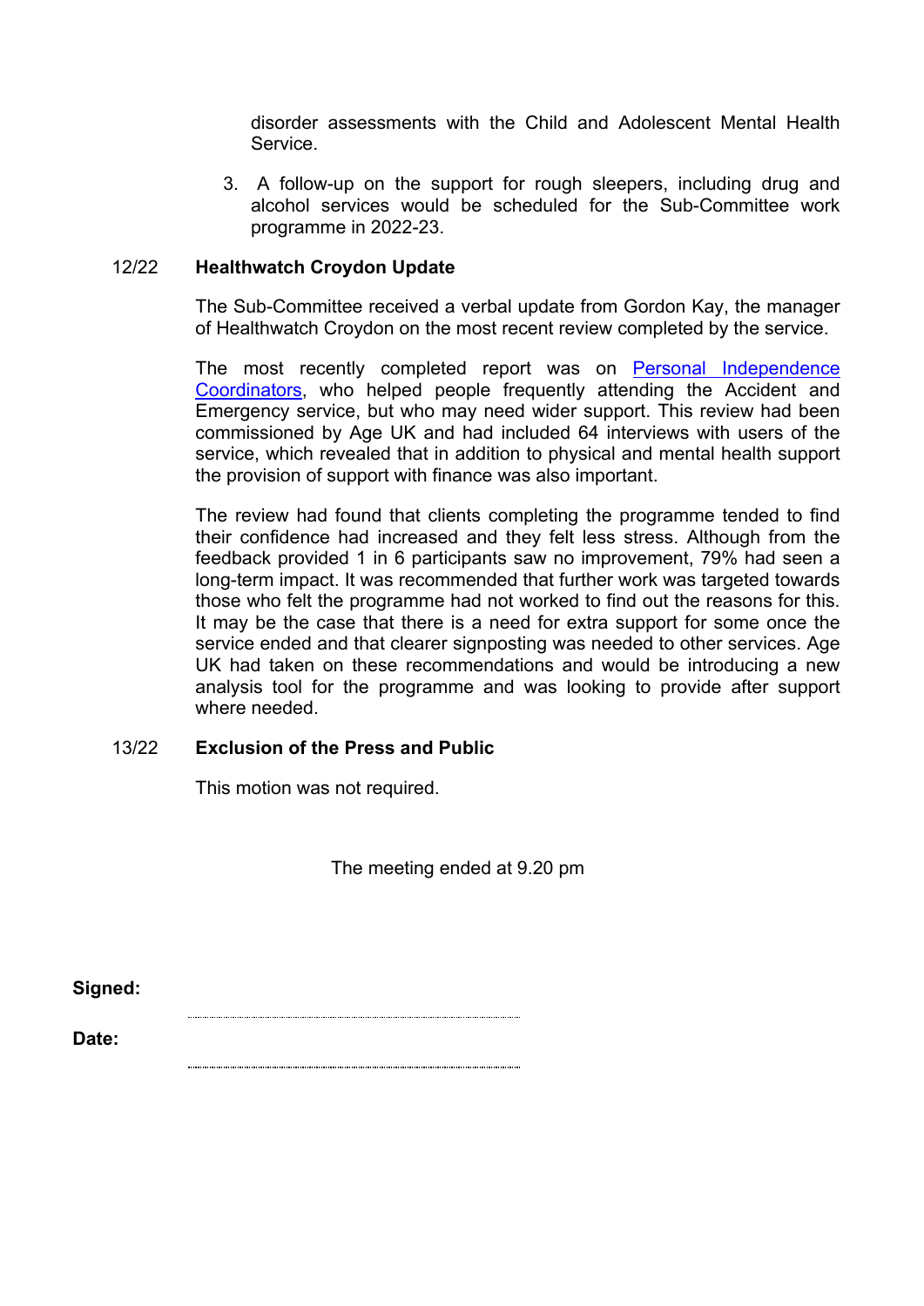disorder assessments with the Child and Adolescent Mental Health Service.

3. A follow-up on the support for rough sleepers, including drug and alcohol services would be scheduled for the Sub-Committee work programme in 2022-23.

**12/22 Healthwatch Croydon Update**

The Sub-Committee received a verbal update from Gordon Kay, the manager of Healthwatch Croydon on the most recent review completed by the service.

The most recently completed report was on Personal Independence Coordinators, who helped people frequently attending the Accident and Emergency service, but who may need wider support. This review had been commissioned by Age UK and had included 64 interviews with users of the service, which revealed that in addition to physical and mental health support the provision of support with finance was also important.

The review had found that clients completing the programme tended to find their confidence had increased and they felt less stress. Although from the feedback provided 1 in 6 participants saw no improvement, 79% had seen a long-term impact. It was recommended that further work was targeted towards those who felt the programme had not worked to find out the reasons for this. It may be the case that there is a need for extra support for some once the service ended and that clearer signposting was needed to other services. Age UK had taken on these recommendations and would be introducing a new analysis tool for the programme and was looking to provide after support where needed.

**13/22 Exclusion of the Press and Public**

This motion was not required.

The meeting ended at 9.20 pm

**Signed:** ...............................................................

**Date:** ...............................................................